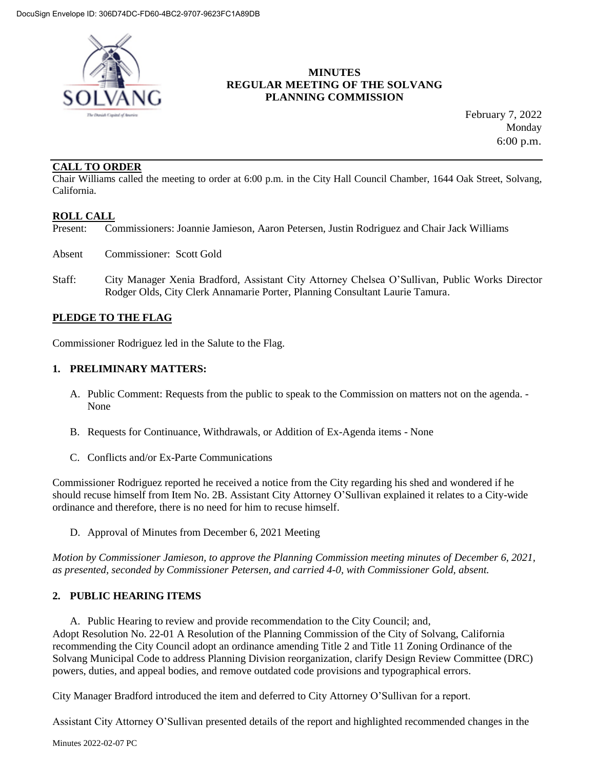# MINUTES
## REGULAR MEETING OF THE SOLVANG PLANNING COMMISSION

February 7, 2022
Monday
6:00 p.m.

---

**CALL TO ORDER**

Chair Williams called the meeting to order at 6:00 p.m. in the City Hall Council Chamber, 1644 Oak Street, Solvang, California.

**ROLL CALL**

Present: Commissioners: Joannie Jamieson, Aaron Petersen, Justin Rodriguez and Chair Jack Williams

Absent Commissioner: Scott Gold

Staff: City Manager Xenia Bradford, Assistant City Attorney Chelsea O'Sullivan, Public Works Director Rodger Olds, City Clerk Annamarie Porter, Planning Consultant Laurie Tamura.

**PLEDGE TO THE FLAG**

Commissioner Rodriguez led in the Salute to the Flag.

### 1. PRELIMINARY MATTERS:

A. Public Comment: Requests from the public to speak to the Commission on matters not on the agenda. - None

B. Requests for Continuance, Withdrawals, or Addition of Ex-Agenda items - None

C. Conflicts and/or Ex-Parte Communications

Commissioner Rodriguez reported he received a notice from the City regarding his shed and wondered if he should recuse himself from Item No. 2B. Assistant City Attorney O'Sullivan explained it relates to a City-wide ordinance and therefore, there is no need for him to recuse himself.

D. Approval of Minutes from December 6, 2021 Meeting

*Motion by Commissioner Jamieson, to approve the Planning Commission meeting minutes of December 6, 2021, as presented, seconded by Commissioner Petersen, and carried 4-0, with Commissioner Gold, absent.*

### 2. PUBLIC HEARING ITEMS

A. Public Hearing to review and provide recommendation to the City Council; and, Adopt Resolution No. 22-01 A Resolution of the Planning Commission of the City of Solvang, California recommending the City Council adopt an ordinance amending Title 2 and Title 11 Zoning Ordinance of the Solvang Municipal Code to address Planning Division reorganization, clarify Design Review Committee (DRC) powers, duties, and appeal bodies, and remove outdated code provisions and typographical errors.

City Manager Bradford introduced the item and deferred to City Attorney O'Sullivan for a report.

Assistant City Attorney O'Sullivan presented details of the report and highlighted recommended changes in the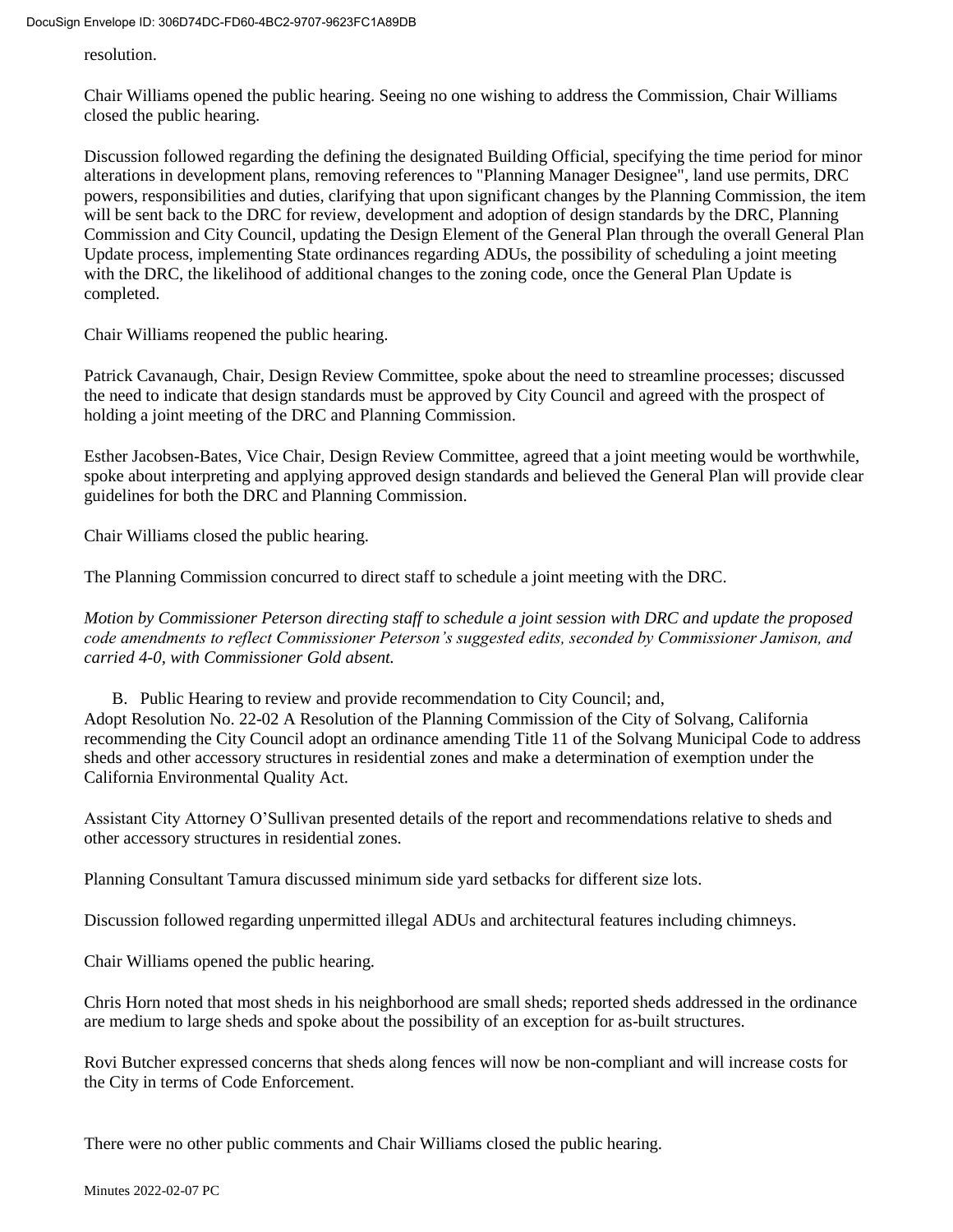resolution.

Chair Williams opened the public hearing. Seeing no one wishing to address the Commission, Chair Williams closed the public hearing.

Discussion followed regarding the defining the designated Building Official, specifying the time period for minor alterations in development plans, removing references to "Planning Manager Designee", land use permits, DRC powers, responsibilities and duties, clarifying that upon significant changes by the Planning Commission, the item will be sent back to the DRC for review, development and adoption of design standards by the DRC, Planning Commission and City Council, updating the Design Element of the General Plan through the overall General Plan Update process, implementing State ordinances regarding ADUs, the possibility of scheduling a joint meeting with the DRC, the likelihood of additional changes to the zoning code, once the General Plan Update is completed.

Chair Williams reopened the public hearing.

Patrick Cavanaugh, Chair, Design Review Committee, spoke about the need to streamline processes; discussed the need to indicate that design standards must be approved by City Council and agreed with the prospect of holding a joint meeting of the DRC and Planning Commission.

Esther Jacobsen-Bates, Vice Chair, Design Review Committee, agreed that a joint meeting would be worthwhile, spoke about interpreting and applying approved design standards and believed the General Plan will provide clear guidelines for both the DRC and Planning Commission.

Chair Williams closed the public hearing.

The Planning Commission concurred to direct staff to schedule a joint meeting with the DRC.

*Motion by Commissioner Peterson directing staff to schedule a joint session with DRC and update the proposed code amendments to reflect Commissioner Peterson's suggested edits, seconded by Commissioner Jamison, and carried 4-0, with Commissioner Gold absent.*

B. Public Hearing to review and provide recommendation to City Council; and,
Adopt Resolution No. 22-02 A Resolution of the Planning Commission of the City of Solvang, California recommending the City Council adopt an ordinance amending Title 11 of the Solvang Municipal Code to address sheds and other accessory structures in residential zones and make a determination of exemption under the California Environmental Quality Act.

Assistant City Attorney O'Sullivan presented details of the report and recommendations relative to sheds and other accessory structures in residential zones.

Planning Consultant Tamura discussed minimum side yard setbacks for different size lots.

Discussion followed regarding unpermitted illegal ADUs and architectural features including chimneys.

Chair Williams opened the public hearing.

Chris Horn noted that most sheds in his neighborhood are small sheds; reported sheds addressed in the ordinance are medium to large sheds and spoke about the possibility of an exception for as-built structures.

Rovi Butcher expressed concerns that sheds along fences will now be non-compliant and will increase costs for the City in terms of Code Enforcement.

There were no other public comments and Chair Williams closed the public hearing.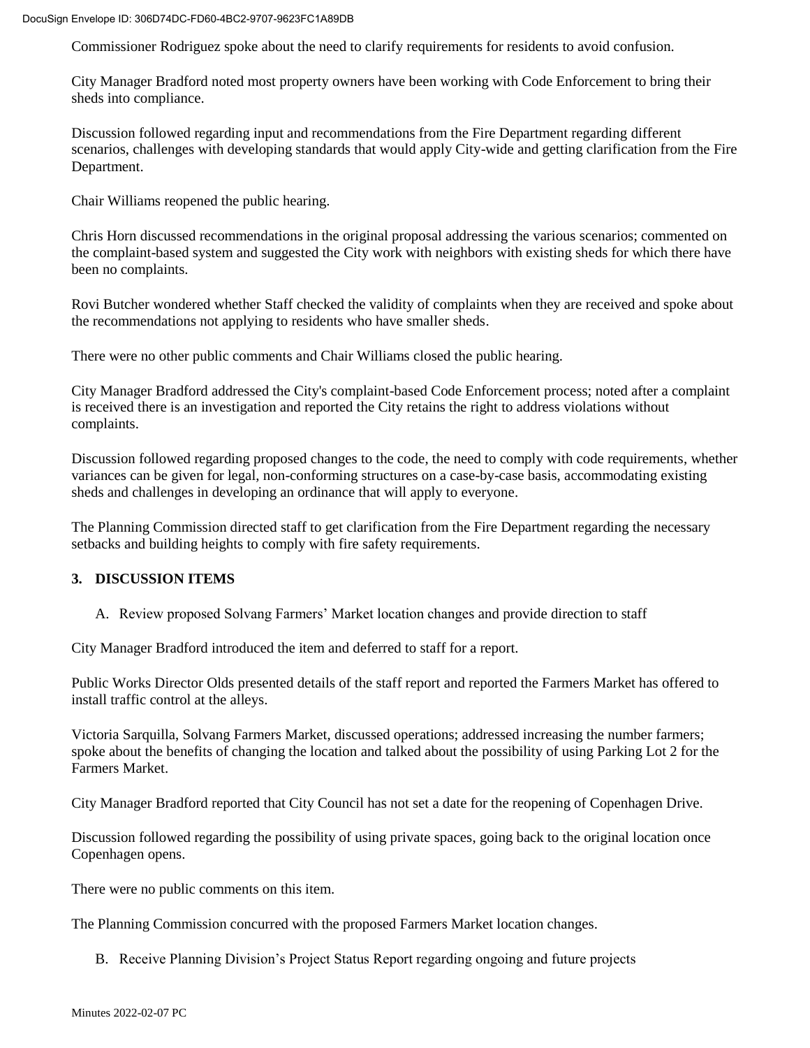Commissioner Rodriguez spoke about the need to clarify requirements for residents to avoid confusion.

City Manager Bradford noted most property owners have been working with Code Enforcement to bring their sheds into compliance.

Discussion followed regarding input and recommendations from the Fire Department regarding different scenarios, challenges with developing standards that would apply City-wide and getting clarification from the Fire Department.

Chair Williams reopened the public hearing.

Chris Horn discussed recommendations in the original proposal addressing the various scenarios; commented on the complaint-based system and suggested the City work with neighbors with existing sheds for which there have been no complaints.

Rovi Butcher wondered whether Staff checked the validity of complaints when they are received and spoke about the recommendations not applying to residents who have smaller sheds.

There were no other public comments and Chair Williams closed the public hearing.

City Manager Bradford addressed the City's complaint-based Code Enforcement process; noted after a complaint is received there is an investigation and reported the City retains the right to address violations without complaints.

Discussion followed regarding proposed changes to the code, the need to comply with code requirements, whether variances can be given for legal, non-conforming structures on a case-by-case basis, accommodating existing sheds and challenges in developing an ordinance that will apply to everyone.

The Planning Commission directed staff to get clarification from the Fire Department regarding the necessary setbacks and building heights to comply with fire safety requirements.

## 3. DISCUSSION ITEMS

A. Review proposed Solvang Farmers' Market location changes and provide direction to staff

City Manager Bradford introduced the item and deferred to staff for a report.

Public Works Director Olds presented details of the staff report and reported the Farmers Market has offered to install traffic control at the alleys.

Victoria Sarquilla, Solvang Farmers Market, discussed operations; addressed increasing the number farmers; spoke about the benefits of changing the location and talked about the possibility of using Parking Lot 2 for the Farmers Market.

City Manager Bradford reported that City Council has not set a date for the reopening of Copenhagen Drive.

Discussion followed regarding the possibility of using private spaces, going back to the original location once Copenhagen opens.

There were no public comments on this item.

The Planning Commission concurred with the proposed Farmers Market location changes.

B. Receive Planning Division's Project Status Report regarding ongoing and future projects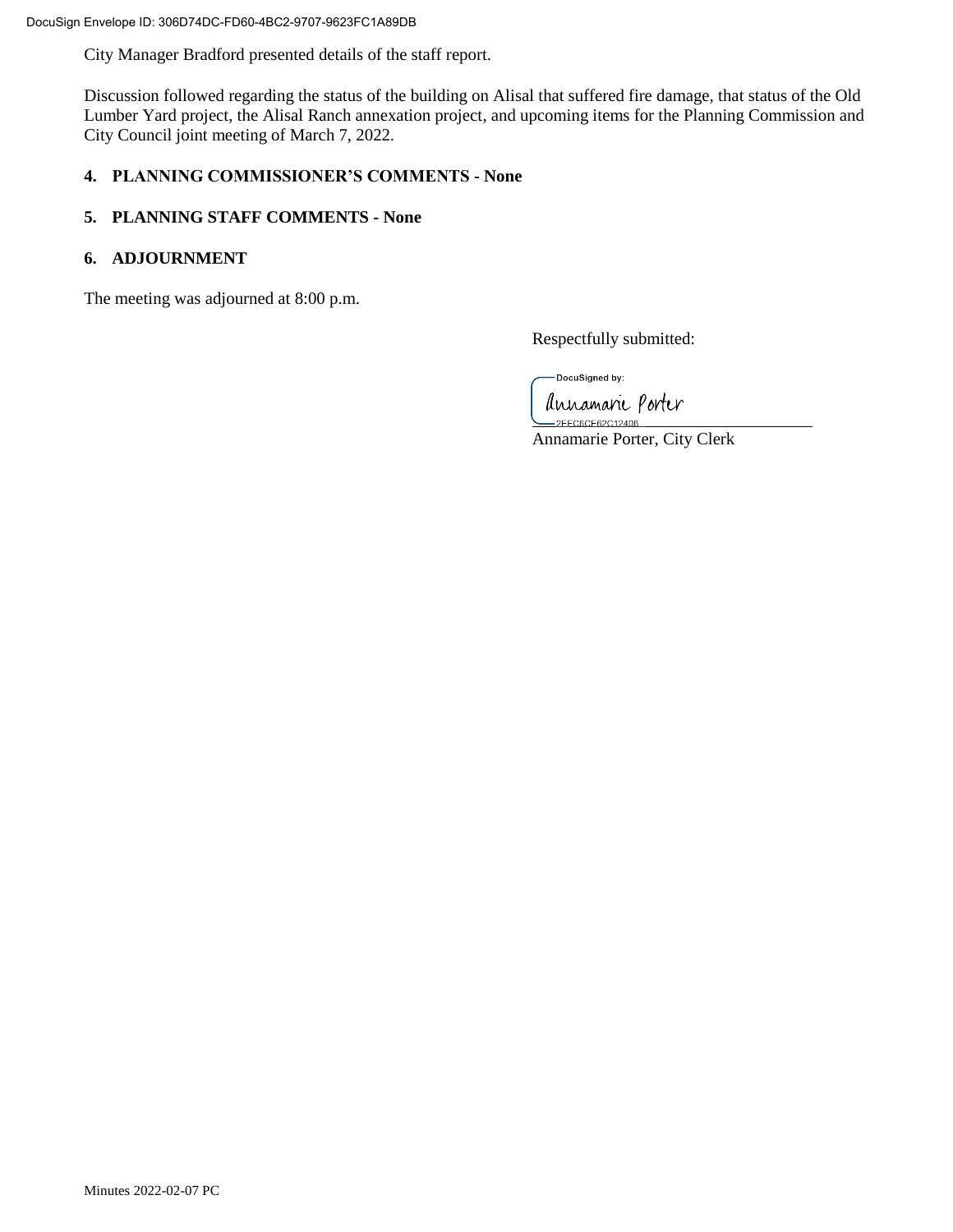City Manager Bradford presented details of the staff report.

Discussion followed regarding the status of the building on Alisal that suffered fire damage, that status of the Old Lumber Yard project, the Alisal Ranch annexation project, and upcoming items for the Planning Commission and City Council joint meeting of March 7, 2022.

## 4. PLANNING COMMISSIONER'S COMMENTS - None

## 5. PLANNING STAFF COMMENTS - None

## 6. ADJOURNMENT

The meeting was adjourned at 8:00 p.m.

Respectfully submitted:

DocuSigned by:
Annamarie Porter
2FEC6CF62C12406

Annamarie Porter, City Clerk